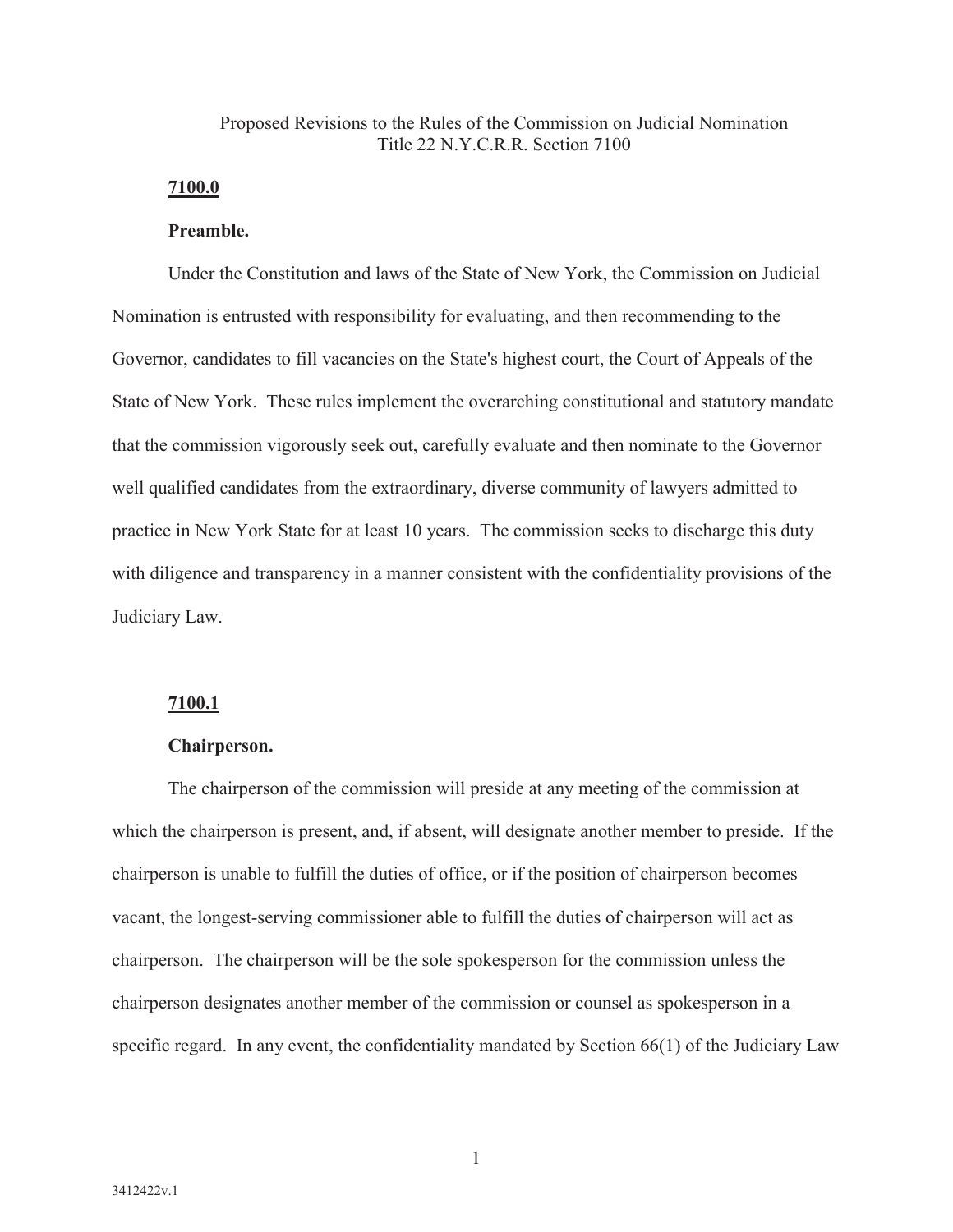Proposed Revisions to the Rules of the Commission on Judicial Nomination
Title 22 N.Y.C.R.R. Section 7100

**7100.0**

**Preamble.**

Under the Constitution and laws of the State of New York, the Commission on Judicial Nomination is entrusted with responsibility for evaluating, and then recommending to the Governor, candidates to fill vacancies on the State's highest court, the Court of Appeals of the State of New York. These rules implement the overarching constitutional and statutory mandate that the commission vigorously seek out, carefully evaluate and then nominate to the Governor well qualified candidates from the extraordinary, diverse community of lawyers admitted to practice in New York State for at least 10 years. The commission seeks to discharge this duty with diligence and transparency in a manner consistent with the confidentiality provisions of the Judiciary Law.

**7100.1**

**Chairperson.**

The chairperson of the commission will preside at any meeting of the commission at which the chairperson is present, and, if absent, will designate another member to preside. If the chairperson is unable to fulfill the duties of office, or if the position of chairperson becomes vacant, the longest-serving commissioner able to fulfill the duties of chairperson will act as chairperson. The chairperson will be the sole spokesperson for the commission unless the chairperson designates another member of the commission or counsel as spokesperson in a specific regard. In any event, the confidentiality mandated by Section 66(1) of the Judiciary Law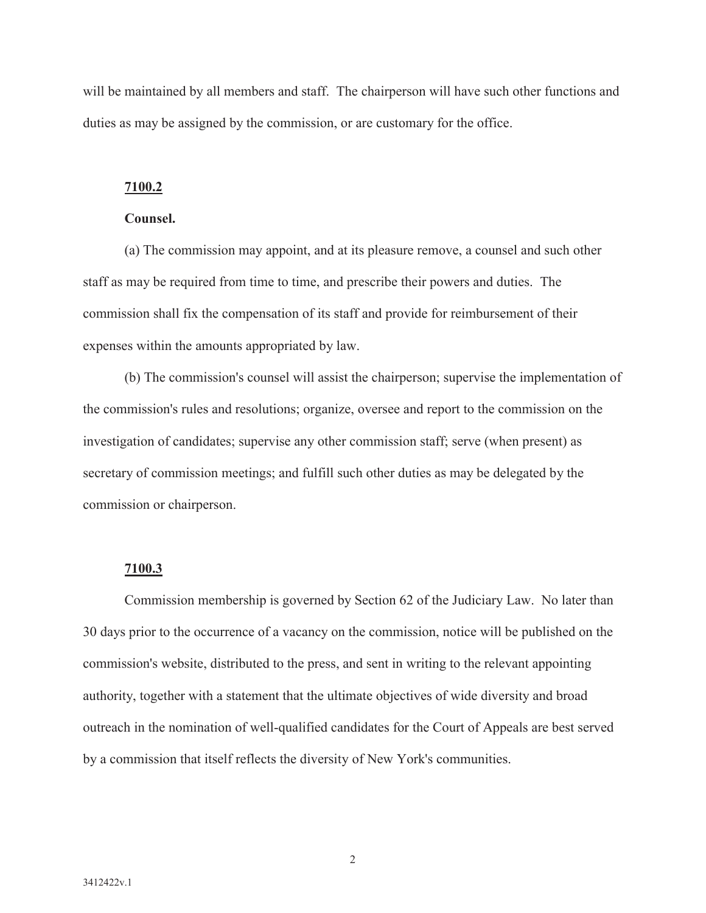will be maintained by all members and staff. The chairperson will have such other functions and duties as may be assigned by the commission, or are customary for the office.

**7100.2**

**Counsel.**

(a) The commission may appoint, and at its pleasure remove, a counsel and such other staff as may be required from time to time, and prescribe their powers and duties. The commission shall fix the compensation of its staff and provide for reimbursement of their expenses within the amounts appropriated by law.

(b) The commission's counsel will assist the chairperson; supervise the implementation of the commission's rules and resolutions; organize, oversee and report to the commission on the investigation of candidates; supervise any other commission staff; serve (when present) as secretary of commission meetings; and fulfill such other duties as may be delegated by the commission or chairperson.

**7100.3**

Commission membership is governed by Section 62 of the Judiciary Law. No later than 30 days prior to the occurrence of a vacancy on the commission, notice will be published on the commission's website, distributed to the press, and sent in writing to the relevant appointing authority, together with a statement that the ultimate objectives of wide diversity and broad outreach in the nomination of well-qualified candidates for the Court of Appeals are best served by a commission that itself reflects the diversity of New York's communities.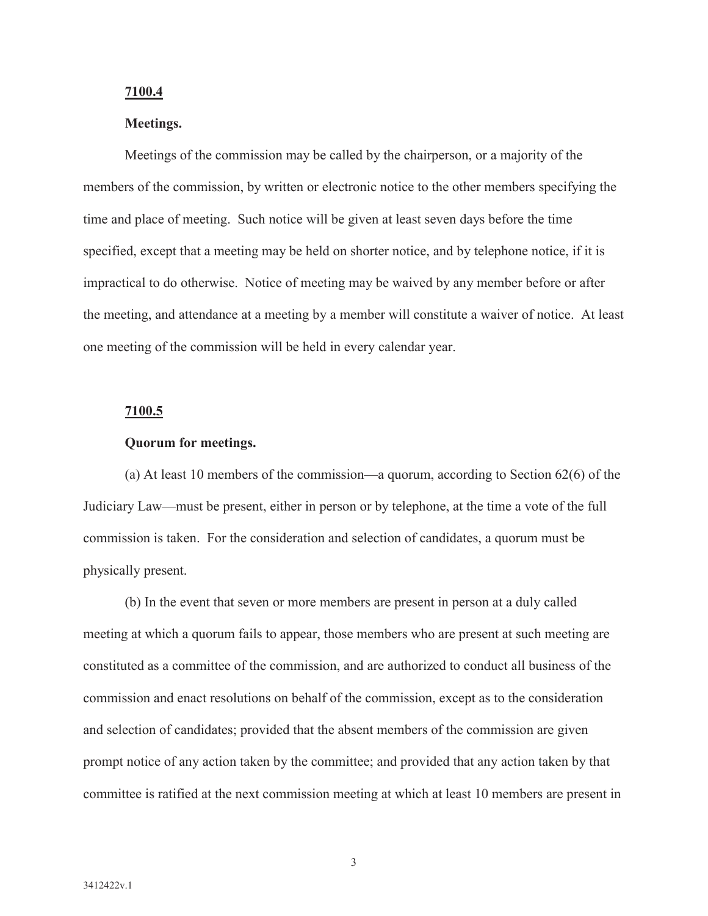**7100.4**

**Meetings.**

Meetings of the commission may be called by the chairperson, or a majority of the members of the commission, by written or electronic notice to the other members specifying the time and place of meeting. Such notice will be given at least seven days before the time specified, except that a meeting may be held on shorter notice, and by telephone notice, if it is impractical to do otherwise. Notice of meeting may be waived by any member before or after the meeting, and attendance at a meeting by a member will constitute a waiver of notice. At least one meeting of the commission will be held in every calendar year.

**7100.5**

**Quorum for meetings.**

(a) At least 10 members of the commission—a quorum, according to Section 62(6) of the Judiciary Law—must be present, either in person or by telephone, at the time a vote of the full commission is taken. For the consideration and selection of candidates, a quorum must be physically present.

(b) In the event that seven or more members are present in person at a duly called meeting at which a quorum fails to appear, those members who are present at such meeting are constituted as a committee of the commission, and are authorized to conduct all business of the commission and enact resolutions on behalf of the commission, except as to the consideration and selection of candidates; provided that the absent members of the commission are given prompt notice of any action taken by the committee; and provided that any action taken by that committee is ratified at the next commission meeting at which at least 10 members are present in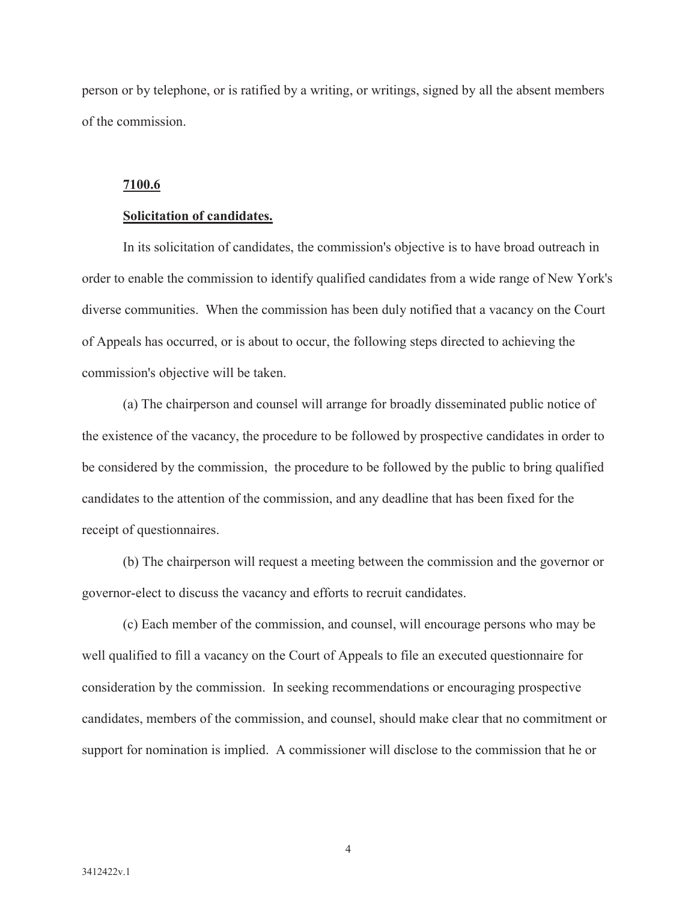person or by telephone, or is ratified by a writing, or writings, signed by all the absent members of the commission.

**7100.6**

**Solicitation of candidates.**

In its solicitation of candidates, the commission's objective is to have broad outreach in order to enable the commission to identify qualified candidates from a wide range of New York's diverse communities. When the commission has been duly notified that a vacancy on the Court of Appeals has occurred, or is about to occur, the following steps directed to achieving the commission's objective will be taken.

(a) The chairperson and counsel will arrange for broadly disseminated public notice of the existence of the vacancy, the procedure to be followed by prospective candidates in order to be considered by the commission, the procedure to be followed by the public to bring qualified candidates to the attention of the commission, and any deadline that has been fixed for the receipt of questionnaires.

(b) The chairperson will request a meeting between the commission and the governor or governor-elect to discuss the vacancy and efforts to recruit candidates.

(c) Each member of the commission, and counsel, will encourage persons who may be well qualified to fill a vacancy on the Court of Appeals to file an executed questionnaire for consideration by the commission. In seeking recommendations or encouraging prospective candidates, members of the commission, and counsel, should make clear that no commitment or support for nomination is implied. A commissioner will disclose to the commission that he or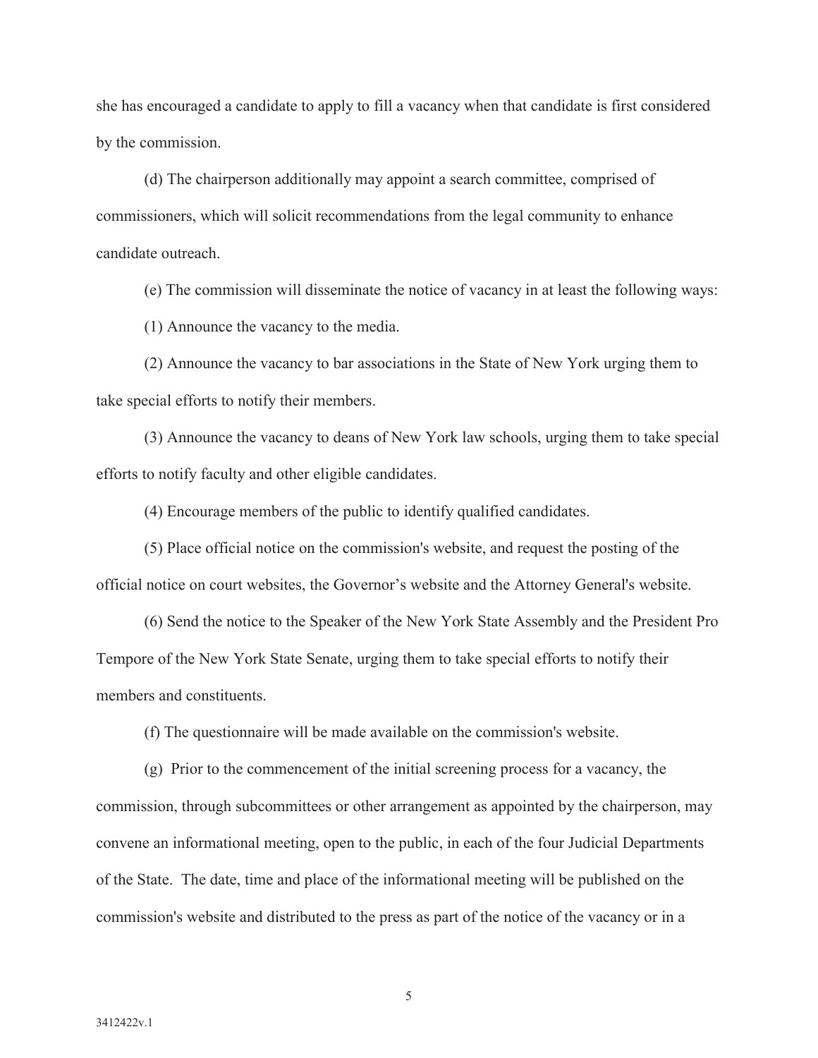she has encouraged a candidate to apply to fill a vacancy when that candidate is first considered by the commission.

(d) The chairperson additionally may appoint a search committee, comprised of commissioners, which will solicit recommendations from the legal community to enhance candidate outreach.

(e) The commission will disseminate the notice of vacancy in at least the following ways:

(1) Announce the vacancy to the media.

(2) Announce the vacancy to bar associations in the State of New York urging them to take special efforts to notify their members.

(3) Announce the vacancy to deans of New York law schools, urging them to take special efforts to notify faculty and other eligible candidates.

(4) Encourage members of the public to identify qualified candidates.

(5) Place official notice on the commission's website, and request the posting of the official notice on court websites, the Governor's website and the Attorney General's website.

(6) Send the notice to the Speaker of the New York State Assembly and the President Pro Tempore of the New York State Senate, urging them to take special efforts to notify their members and constituents.

(f) The questionnaire will be made available on the commission's website.

(g) Prior to the commencement of the initial screening process for a vacancy, the commission, through subcommittees or other arrangement as appointed by the chairperson, may convene an informational meeting, open to the public, in each of the four Judicial Departments of the State. The date, time and place of the informational meeting will be published on the commission's website and distributed to the press as part of the notice of the vacancy or in a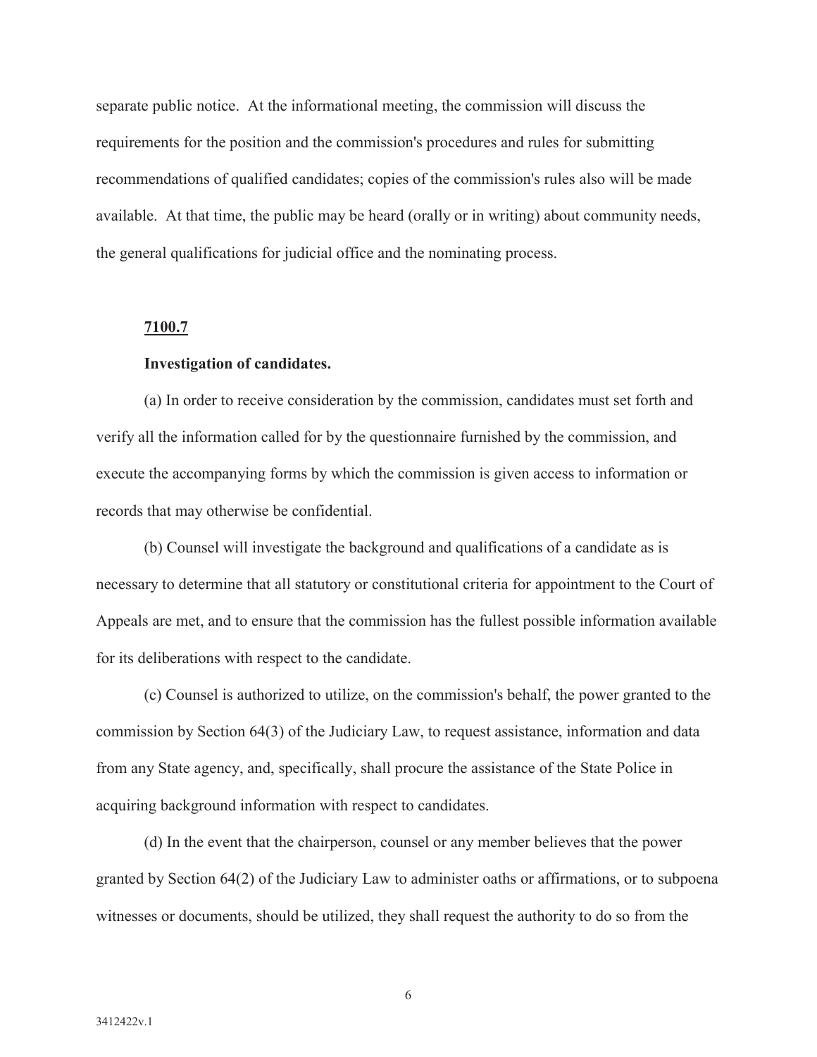separate public notice. At the informational meeting, the commission will discuss the requirements for the position and the commission's procedures and rules for submitting recommendations of qualified candidates; copies of the commission's rules also will be made available. At that time, the public may be heard (orally or in writing) about community needs, the general qualifications for judicial office and the nominating process.

**7100.7**

**Investigation of candidates.**

(a) In order to receive consideration by the commission, candidates must set forth and verify all the information called for by the questionnaire furnished by the commission, and execute the accompanying forms by which the commission is given access to information or records that may otherwise be confidential.

(b) Counsel will investigate the background and qualifications of a candidate as is necessary to determine that all statutory or constitutional criteria for appointment to the Court of Appeals are met, and to ensure that the commission has the fullest possible information available for its deliberations with respect to the candidate.

(c) Counsel is authorized to utilize, on the commission's behalf, the power granted to the commission by Section 64(3) of the Judiciary Law, to request assistance, information and data from any State agency, and, specifically, shall procure the assistance of the State Police in acquiring background information with respect to candidates.

(d) In the event that the chairperson, counsel or any member believes that the power granted by Section 64(2) of the Judiciary Law to administer oaths or affirmations, or to subpoena witnesses or documents, should be utilized, they shall request the authority to do so from the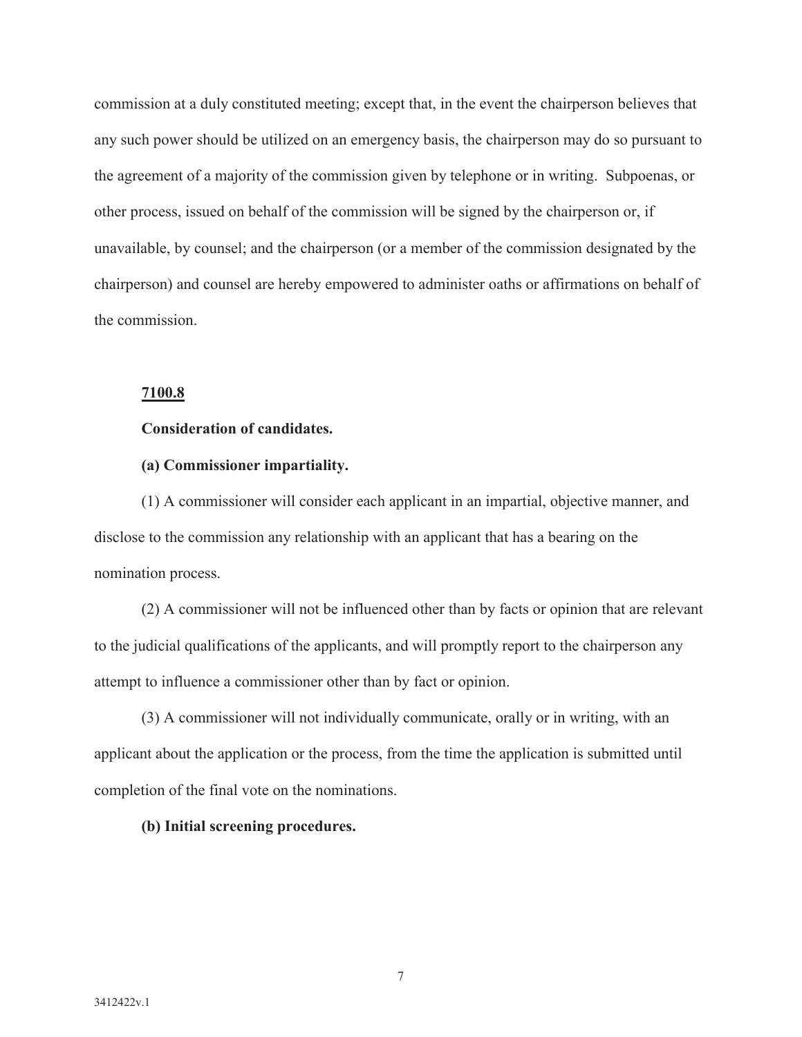commission at a duly constituted meeting; except that, in the event the chairperson believes that any such power should be utilized on an emergency basis, the chairperson may do so pursuant to the agreement of a majority of the commission given by telephone or in writing. Subpoenas, or other process, issued on behalf of the commission will be signed by the chairperson or, if unavailable, by counsel; and the chairperson (or a member of the commission designated by the chairperson) and counsel are hereby empowered to administer oaths or affirmations on behalf of the commission.

**7100.8**

**Consideration of candidates.**

**(a) Commissioner impartiality.**

(1) A commissioner will consider each applicant in an impartial, objective manner, and disclose to the commission any relationship with an applicant that has a bearing on the nomination process.

(2) A commissioner will not be influenced other than by facts or opinion that are relevant to the judicial qualifications of the applicants, and will promptly report to the chairperson any attempt to influence a commissioner other than by fact or opinion.

(3) A commissioner will not individually communicate, orally or in writing, with an applicant about the application or the process, from the time the application is submitted until completion of the final vote on the nominations.

**(b) Initial screening procedures.**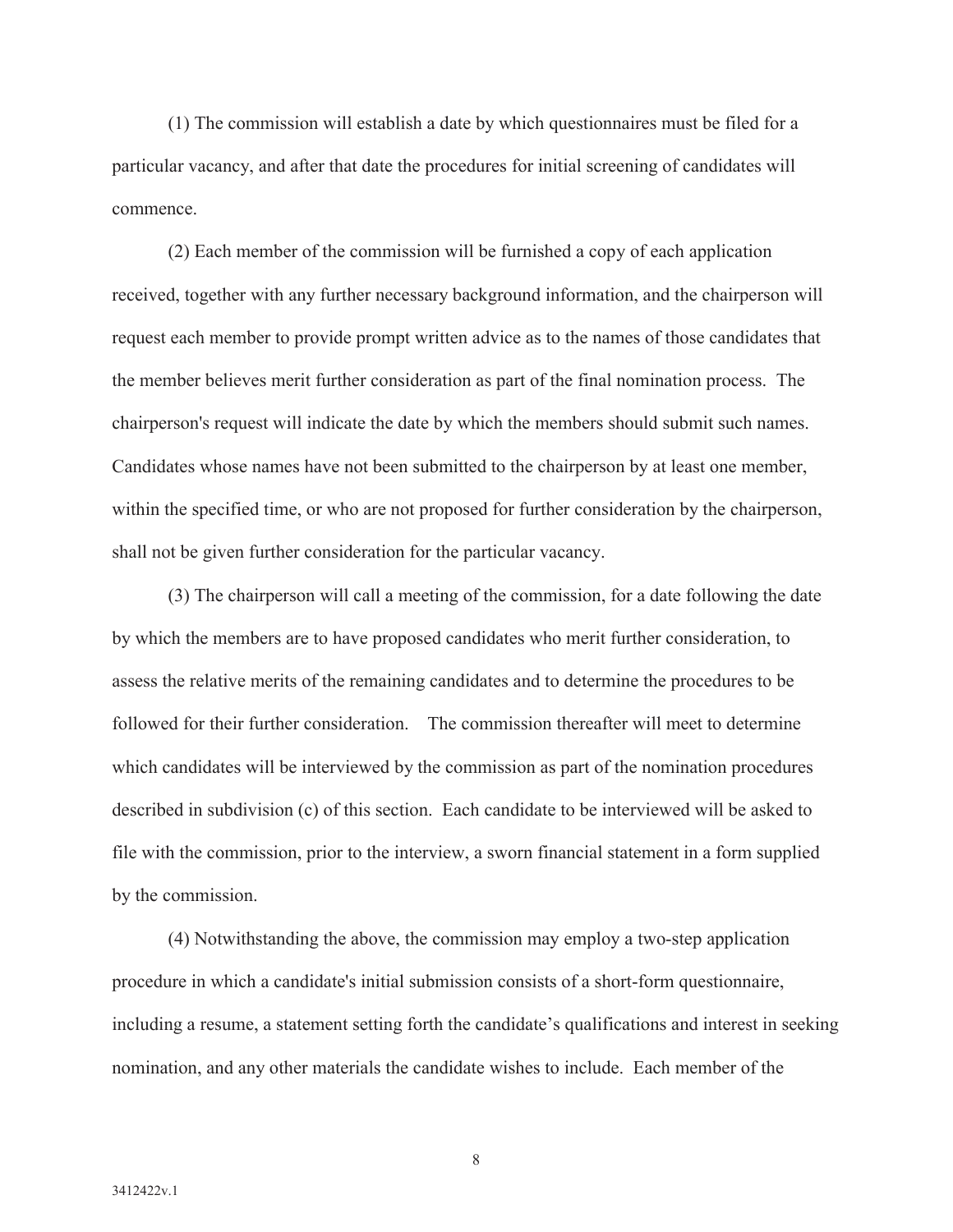(1) The commission will establish a date by which questionnaires must be filed for a particular vacancy, and after that date the procedures for initial screening of candidates will commence.

(2) Each member of the commission will be furnished a copy of each application received, together with any further necessary background information, and the chairperson will request each member to provide prompt written advice as to the names of those candidates that the member believes merit further consideration as part of the final nomination process. The chairperson's request will indicate the date by which the members should submit such names. Candidates whose names have not been submitted to the chairperson by at least one member, within the specified time, or who are not proposed for further consideration by the chairperson, shall not be given further consideration for the particular vacancy.

(3) The chairperson will call a meeting of the commission, for a date following the date by which the members are to have proposed candidates who merit further consideration, to assess the relative merits of the remaining candidates and to determine the procedures to be followed for their further consideration. The commission thereafter will meet to determine which candidates will be interviewed by the commission as part of the nomination procedures described in subdivision (c) of this section. Each candidate to be interviewed will be asked to file with the commission, prior to the interview, a sworn financial statement in a form supplied by the commission.

(4) Notwithstanding the above, the commission may employ a two-step application procedure in which a candidate's initial submission consists of a short-form questionnaire, including a resume, a statement setting forth the candidate's qualifications and interest in seeking nomination, and any other materials the candidate wishes to include. Each member of the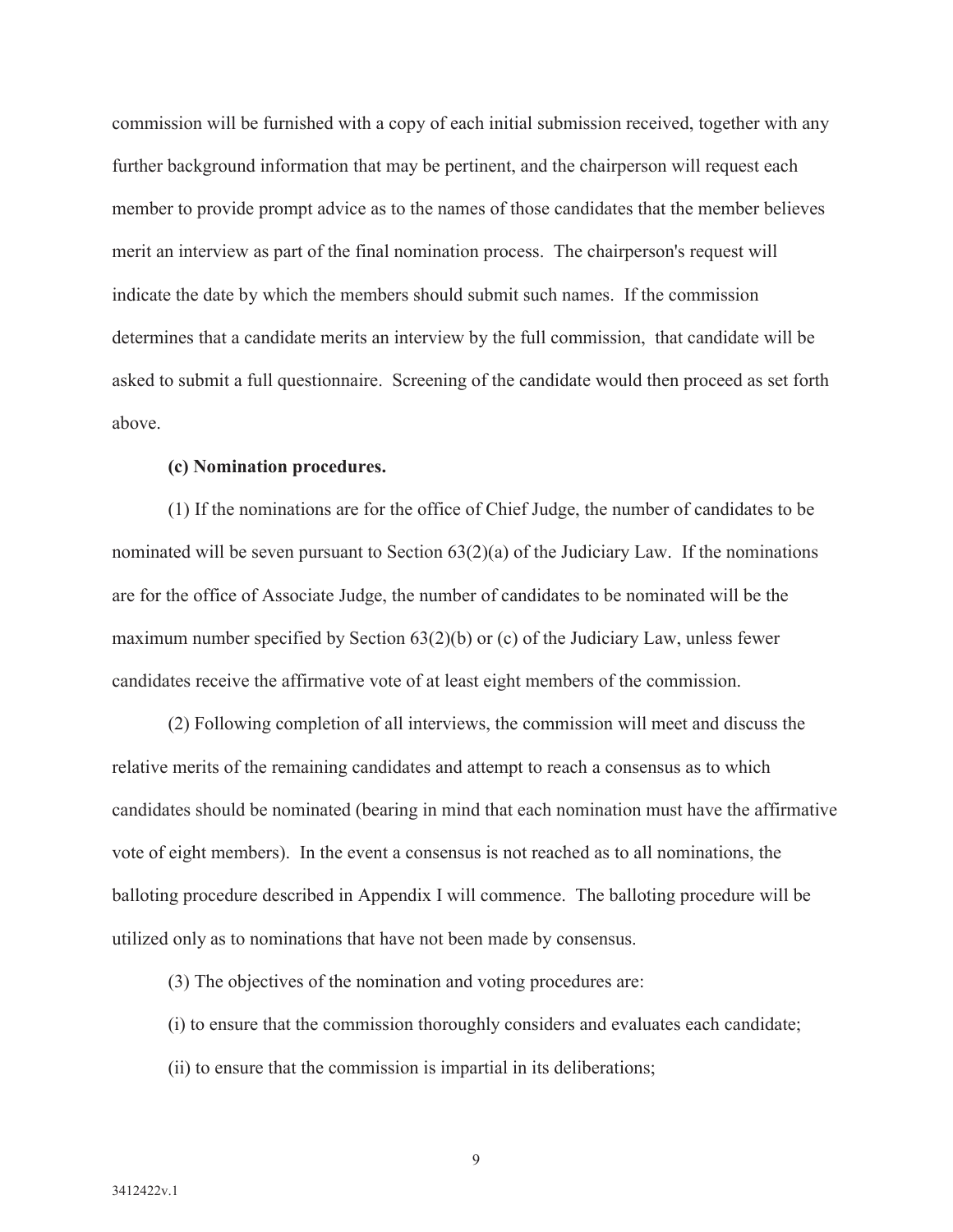commission will be furnished with a copy of each initial submission received, together with any further background information that may be pertinent, and the chairperson will request each member to provide prompt advice as to the names of those candidates that the member believes merit an interview as part of the final nomination process. The chairperson's request will indicate the date by which the members should submit such names. If the commission determines that a candidate merits an interview by the full commission, that candidate will be asked to submit a full questionnaire. Screening of the candidate would then proceed as set forth above.

**(c) Nomination procedures.**

(1) If the nominations are for the office of Chief Judge, the number of candidates to be nominated will be seven pursuant to Section 63(2)(a) of the Judiciary Law. If the nominations are for the office of Associate Judge, the number of candidates to be nominated will be the maximum number specified by Section 63(2)(b) or (c) of the Judiciary Law, unless fewer candidates receive the affirmative vote of at least eight members of the commission.

(2) Following completion of all interviews, the commission will meet and discuss the relative merits of the remaining candidates and attempt to reach a consensus as to which candidates should be nominated (bearing in mind that each nomination must have the affirmative vote of eight members). In the event a consensus is not reached as to all nominations, the balloting procedure described in Appendix I will commence. The balloting procedure will be utilized only as to nominations that have not been made by consensus.

(3) The objectives of the nomination and voting procedures are:

(i) to ensure that the commission thoroughly considers and evaluates each candidate;

(ii) to ensure that the commission is impartial in its deliberations;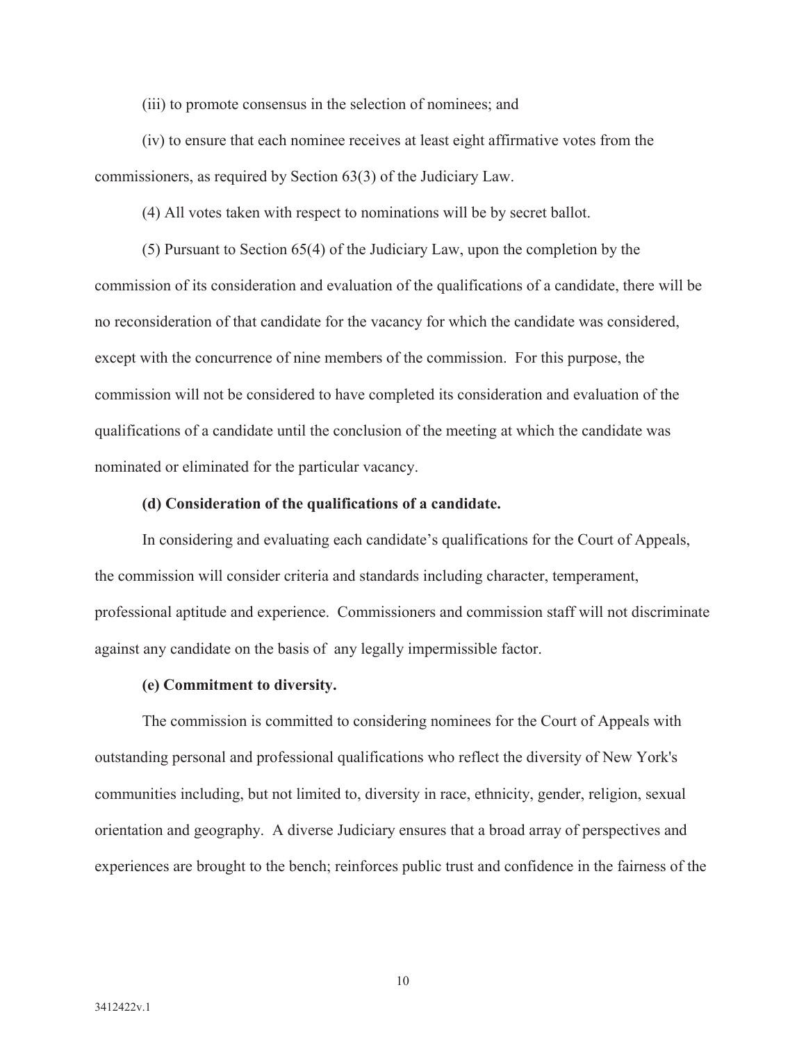(iii) to promote consensus in the selection of nominees; and

(iv) to ensure that each nominee receives at least eight affirmative votes from the commissioners, as required by Section 63(3) of the Judiciary Law.

(4) All votes taken with respect to nominations will be by secret ballot.

(5) Pursuant to Section 65(4) of the Judiciary Law, upon the completion by the commission of its consideration and evaluation of the qualifications of a candidate, there will be no reconsideration of that candidate for the vacancy for which the candidate was considered, except with the concurrence of nine members of the commission. For this purpose, the commission will not be considered to have completed its consideration and evaluation of the qualifications of a candidate until the conclusion of the meeting at which the candidate was nominated or eliminated for the particular vacancy.

**(d) Consideration of the qualifications of a candidate.**

In considering and evaluating each candidate's qualifications for the Court of Appeals, the commission will consider criteria and standards including character, temperament, professional aptitude and experience. Commissioners and commission staff will not discriminate against any candidate on the basis of any legally impermissible factor.

**(e) Commitment to diversity.**

The commission is committed to considering nominees for the Court of Appeals with outstanding personal and professional qualifications who reflect the diversity of New York's communities including, but not limited to, diversity in race, ethnicity, gender, religion, sexual orientation and geography. A diverse Judiciary ensures that a broad array of perspectives and experiences are brought to the bench; reinforces public trust and confidence in the fairness of the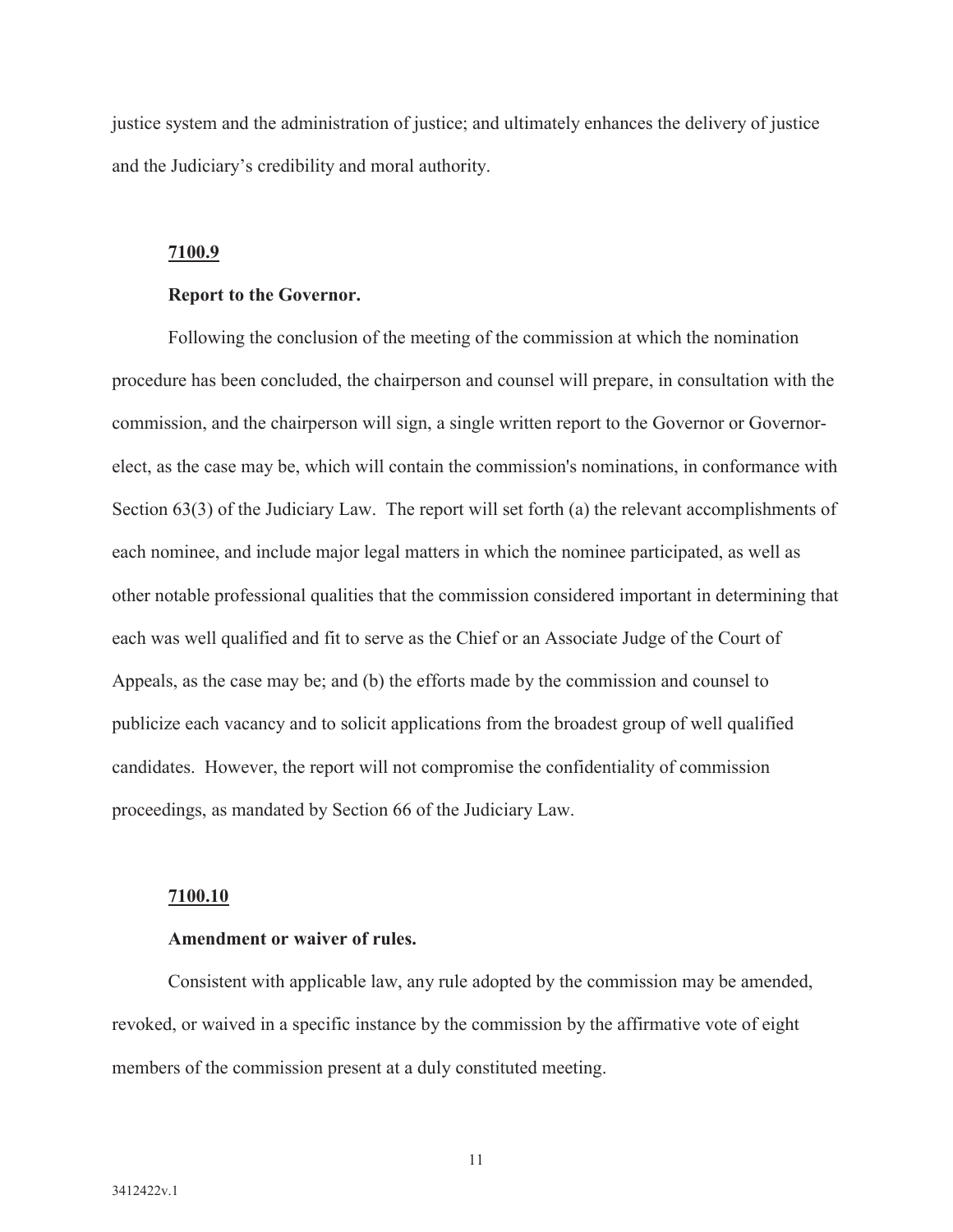justice system and the administration of justice; and ultimately enhances the delivery of justice and the Judiciary's credibility and moral authority.

### 7100.9

**Report to the Governor.**

Following the conclusion of the meeting of the commission at which the nomination procedure has been concluded, the chairperson and counsel will prepare, in consultation with the commission, and the chairperson will sign, a single written report to the Governor or Governor-elect, as the case may be, which will contain the commission's nominations, in conformance with Section 63(3) of the Judiciary Law. The report will set forth (a) the relevant accomplishments of each nominee, and include major legal matters in which the nominee participated, as well as other notable professional qualities that the commission considered important in determining that each was well qualified and fit to serve as the Chief or an Associate Judge of the Court of Appeals, as the case may be; and (b) the efforts made by the commission and counsel to publicize each vacancy and to solicit applications from the broadest group of well qualified candidates. However, the report will not compromise the confidentiality of commission proceedings, as mandated by Section 66 of the Judiciary Law.

### 7100.10

**Amendment or waiver of rules.**

Consistent with applicable law, any rule adopted by the commission may be amended, revoked, or waived in a specific instance by the commission by the affirmative vote of eight members of the commission present at a duly constituted meeting.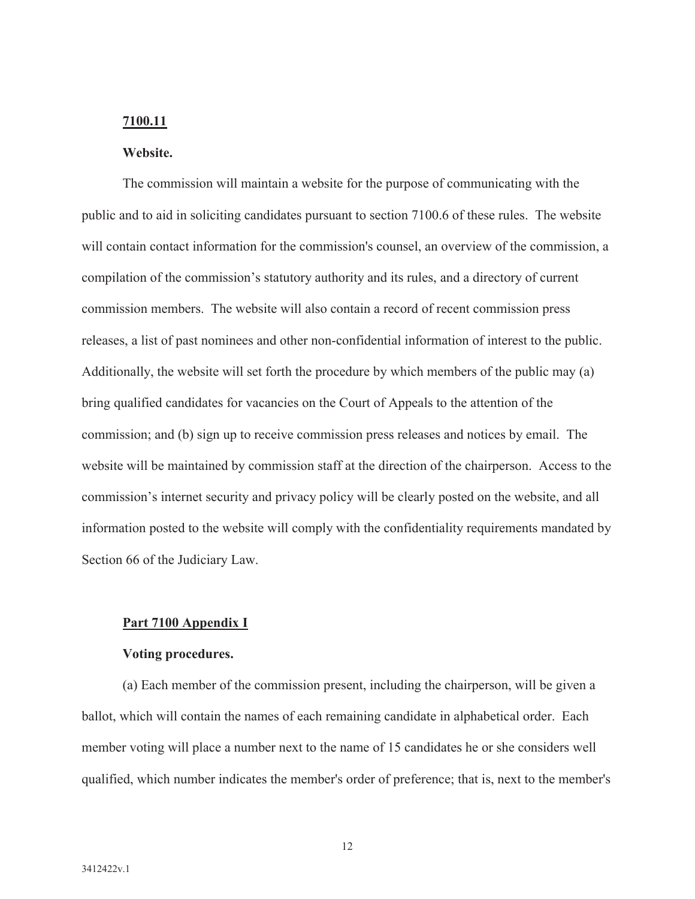**7100.11**

**Website.**

The commission will maintain a website for the purpose of communicating with the public and to aid in soliciting candidates pursuant to section 7100.6 of these rules. The website will contain contact information for the commission's counsel, an overview of the commission, a compilation of the commission's statutory authority and its rules, and a directory of current commission members. The website will also contain a record of recent commission press releases, a list of past nominees and other non-confidential information of interest to the public. Additionally, the website will set forth the procedure by which members of the public may (a) bring qualified candidates for vacancies on the Court of Appeals to the attention of the commission; and (b) sign up to receive commission press releases and notices by email. The website will be maintained by commission staff at the direction of the chairperson. Access to the commission's internet security and privacy policy will be clearly posted on the website, and all information posted to the website will comply with the confidentiality requirements mandated by Section 66 of the Judiciary Law.

**Part 7100 Appendix I**

**Voting procedures.**

(a) Each member of the commission present, including the chairperson, will be given a ballot, which will contain the names of each remaining candidate in alphabetical order. Each member voting will place a number next to the name of 15 candidates he or she considers well qualified, which number indicates the member's order of preference; that is, next to the member's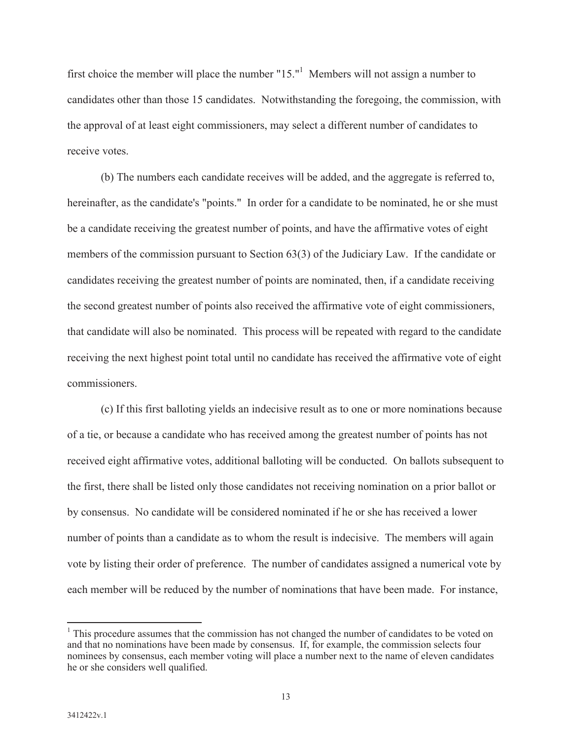first choice the member will place the number "15."[1] Members will not assign a number to candidates other than those 15 candidates. Notwithstanding the foregoing, the commission, with the approval of at least eight commissioners, may select a different number of candidates to receive votes.

(b) The numbers each candidate receives will be added, and the aggregate is referred to, hereinafter, as the candidate's "points." In order for a candidate to be nominated, he or she must be a candidate receiving the greatest number of points, and have the affirmative votes of eight members of the commission pursuant to Section 63(3) of the Judiciary Law. If the candidate or candidates receiving the greatest number of points are nominated, then, if a candidate receiving the second greatest number of points also received the affirmative vote of eight commissioners, that candidate will also be nominated. This process will be repeated with regard to the candidate receiving the next highest point total until no candidate has received the affirmative vote of eight commissioners.

(c) If this first balloting yields an indecisive result as to one or more nominations because of a tie, or because a candidate who has received among the greatest number of points has not received eight affirmative votes, additional balloting will be conducted. On ballots subsequent to the first, there shall be listed only those candidates not receiving nomination on a prior ballot or by consensus. No candidate will be considered nominated if he or she has received a lower number of points than a candidate as to whom the result is indecisive. The members will again vote by listing their order of preference. The number of candidates assigned a numerical vote by each member will be reduced by the number of nominations that have been made. For instance,

[1] This procedure assumes that the commission has not changed the number of candidates to be voted on and that no nominations have been made by consensus. If, for example, the commission selects four nominees by consensus, each member voting will place a number next to the name of eleven candidates he or she considers well qualified.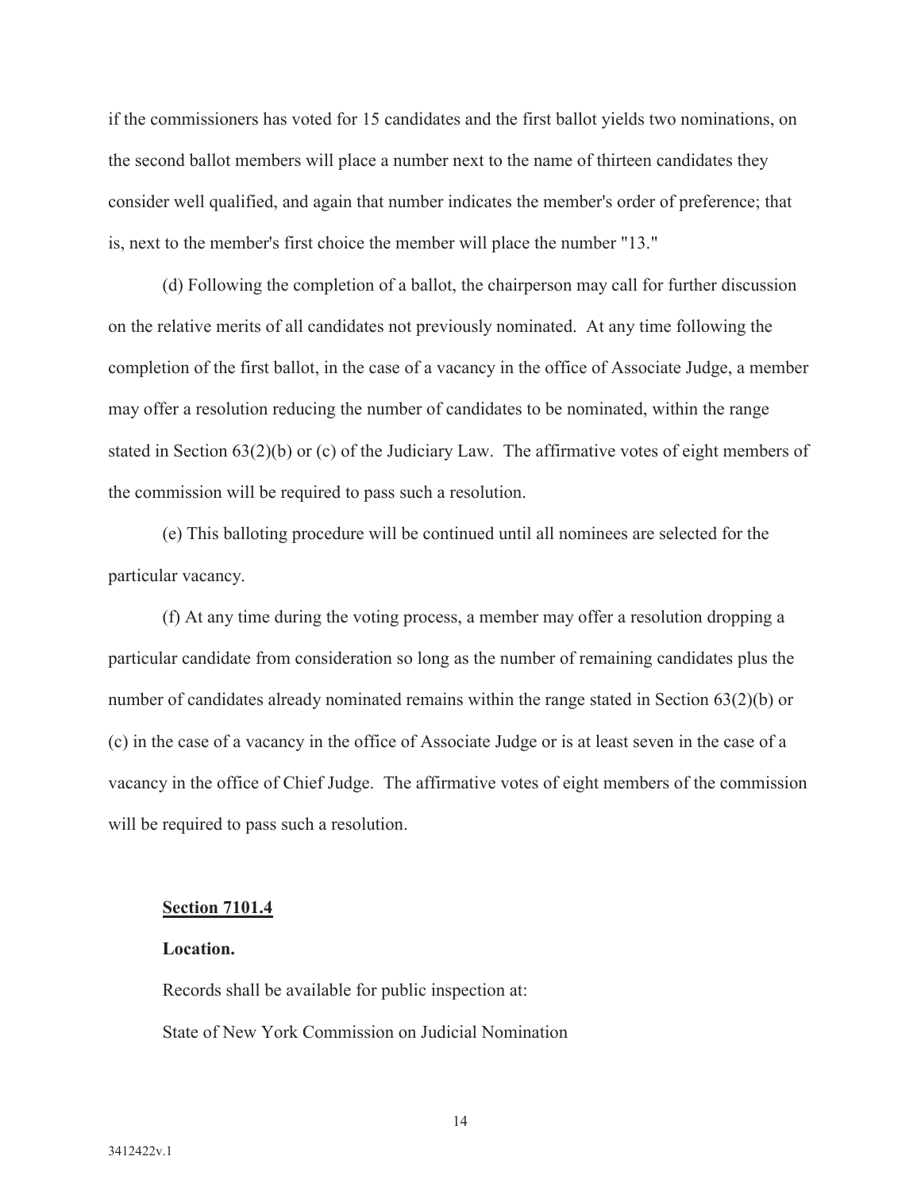if the commissioners has voted for 15 candidates and the first ballot yields two nominations, on the second ballot members will place a number next to the name of thirteen candidates they consider well qualified, and again that number indicates the member's order of preference; that is, next to the member's first choice the member will place the number "13."

(d) Following the completion of a ballot, the chairperson may call for further discussion on the relative merits of all candidates not previously nominated. At any time following the completion of the first ballot, in the case of a vacancy in the office of Associate Judge, a member may offer a resolution reducing the number of candidates to be nominated, within the range stated in Section 63(2)(b) or (c) of the Judiciary Law. The affirmative votes of eight members of the commission will be required to pass such a resolution.

(e) This balloting procedure will be continued until all nominees are selected for the particular vacancy.

(f) At any time during the voting process, a member may offer a resolution dropping a particular candidate from consideration so long as the number of remaining candidates plus the number of candidates already nominated remains within the range stated in Section 63(2)(b) or (c) in the case of a vacancy in the office of Associate Judge or is at least seven in the case of a vacancy in the office of Chief Judge. The affirmative votes of eight members of the commission will be required to pass such a resolution.

**Section 7101.4**

**Location.**

Records shall be available for public inspection at:

State of New York Commission on Judicial Nomination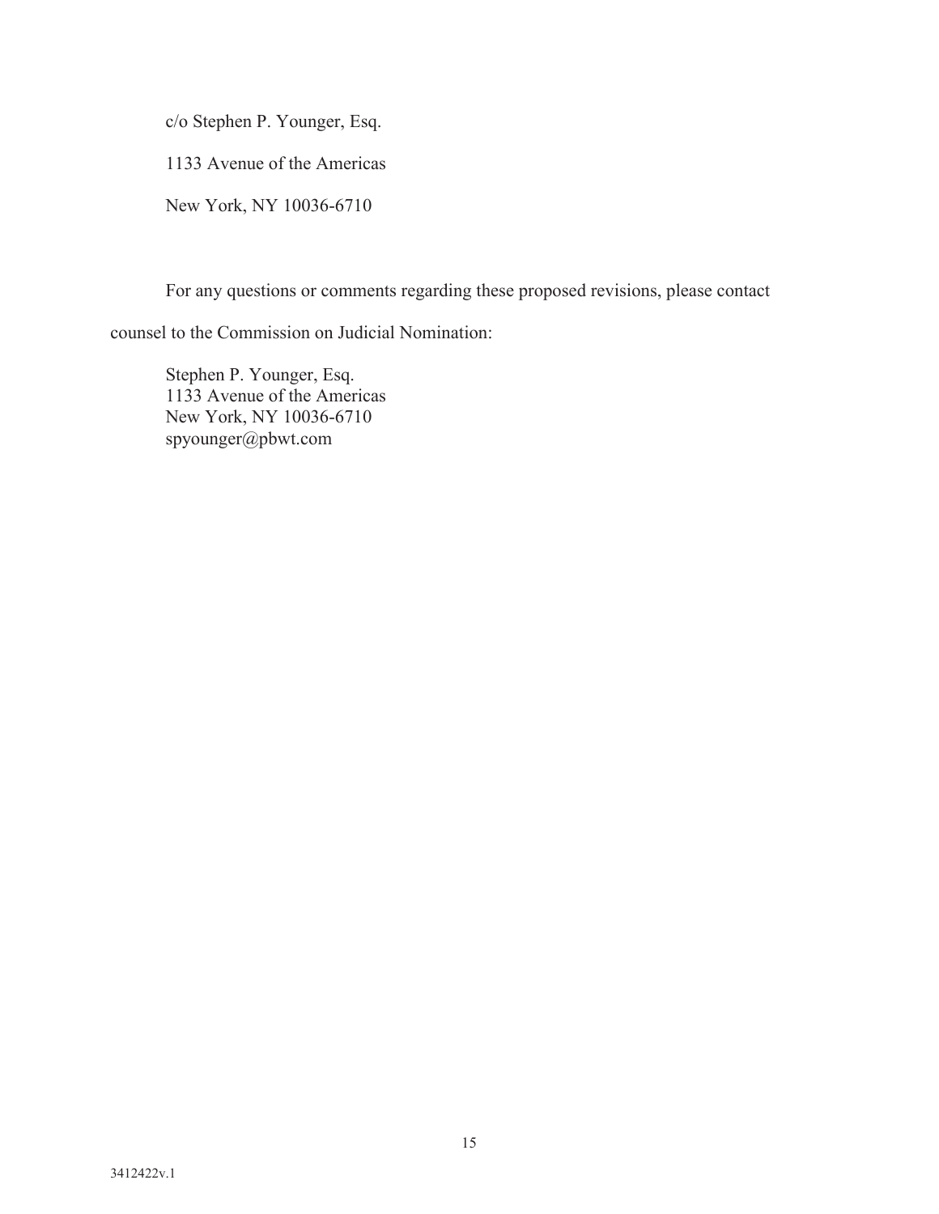c/o Stephen P. Younger, Esq.

1133 Avenue of the Americas

New York, NY 10036-6710

For any questions or comments regarding these proposed revisions, please contact counsel to the Commission on Judicial Nomination:

Stephen P. Younger, Esq.
1133 Avenue of the Americas
New York, NY 10036-6710
spyounger@pbwt.com